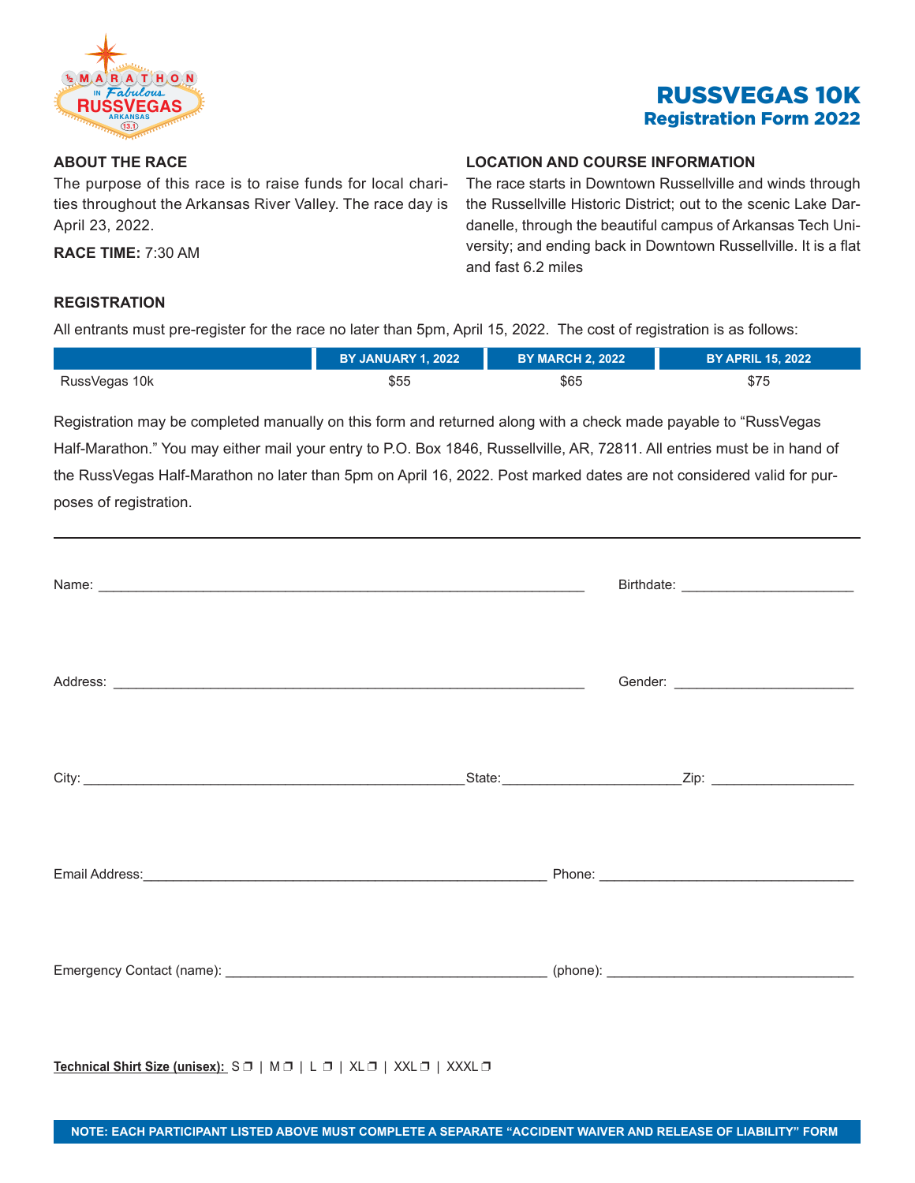# RUSSVEGAS 10K

## Registration Form 2022

### ABOUT THE RACE

The purpose of this race is to raise funds for local charities throughout the Arkansas River Valley. The race day is April 23, 2022.

**RACE TIME:** 7:30 AM

### LOCATION AND COURSE INFORMATION

The race starts in Downtown Russellville and winds through the Russellville Historic District; out to the scenic Lake Dardanelle, through the beautiful campus of Arkansas Tech University; and ending back in Downtown Russellville. It is a flat and fast 6.2 miles

### REGISTRATION

All entrants must pre-register for the race no later than 5pm, April 15, 2022. The cost of registration is as follows:

| | BY JANUARY 1, 2022 | BY MARCH 2, 2022 | BY APRIL 15, 2022 |
|---|---|---|---|
| RussVegas 10k | $55 | $65 | $75 |

Registration may be completed manually on this form and returned along with a check made payable to "RussVegas Half-Marathon." You may either mail your entry to P.O. Box 1846, Russellville, AR, 72811. All entries must be in hand of the RussVegas Half-Marathon no later than 5pm on April 16, 2022. Post marked dates are not considered valid for purposes of registration.

---

Name: ______________________________ Birthdate: ______________________

Address: ______________________________ Gender: ______________________

City: ______________________________ State: ______________________ Zip: __________________

Email Address: ______________________________ Phone: ______________________________

Emergency Contact (name): ______________________________ (phone): ______________________________

**Technical Shirt Size (unisex):** S ❒ | M ❒ | L ❒ | XL ❒ | XXL ❒ | XXXL ❒

**NOTE: EACH PARTICIPANT LISTED ABOVE MUST COMPLETE A SEPARATE "ACCIDENT WAIVER AND RELEASE OF LIABILITY" FORM**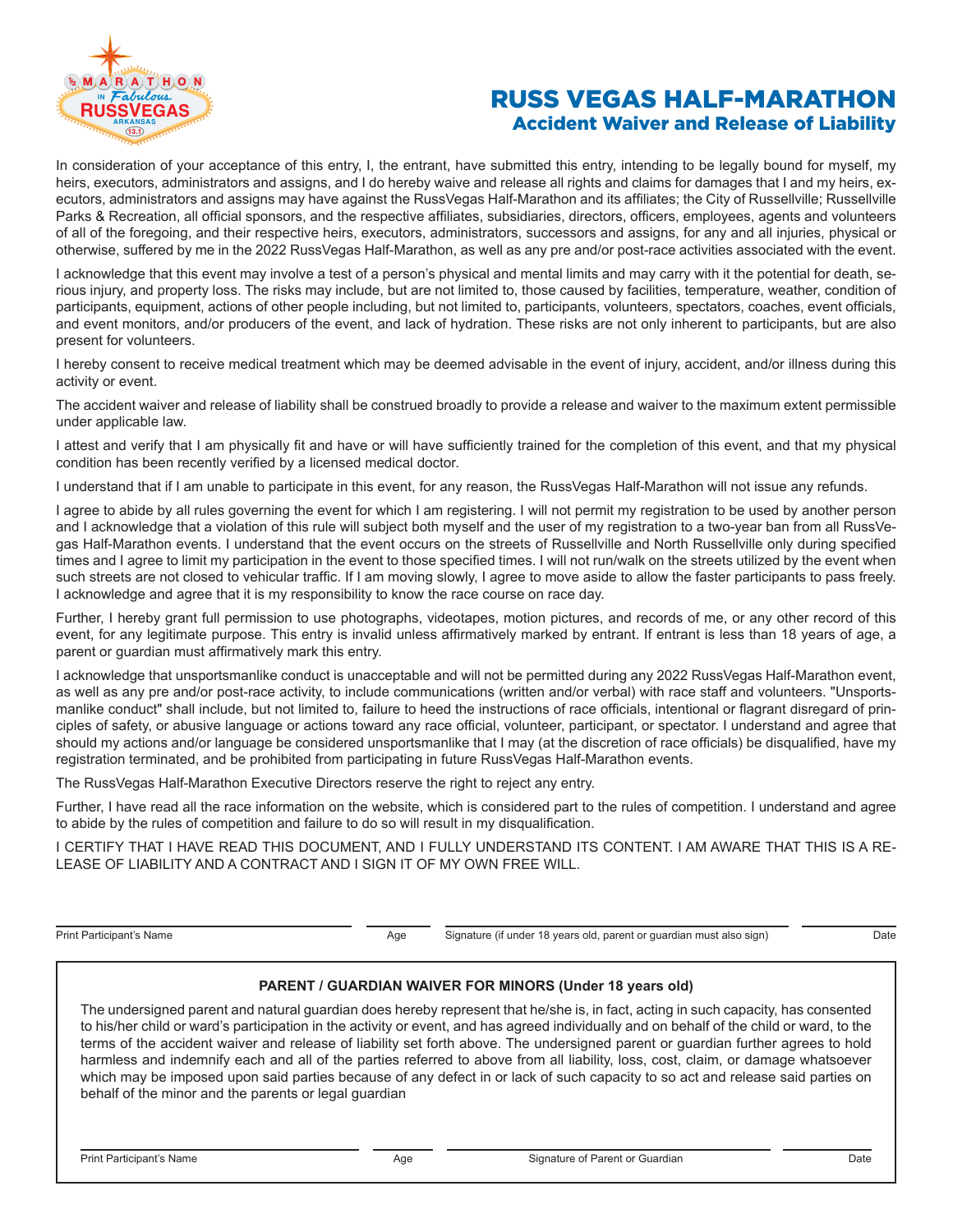# RUSS VEGAS HALF-MARATHON

## Accident Waiver and Release of Liability

In consideration of your acceptance of this entry, I, the entrant, have submitted this entry, intending to be legally bound for myself, my heirs, executors, administrators and assigns, and I do hereby waive and release all rights and claims for damages that I and my heirs, executors, administrators and assigns may have against the RussVegas Half-Marathon and its affiliates; the City of Russellville; Russellville Parks & Recreation, all official sponsors, and the respective affiliates, subsidiaries, directors, officers, employees, agents and volunteers of all of the foregoing, and their respective heirs, executors, administrators, successors and assigns, for any and all injuries, physical or otherwise, suffered by me in the 2022 RussVegas Half-Marathon, as well as any pre and/or post-race activities associated with the event.

I acknowledge that this event may involve a test of a person's physical and mental limits and may carry with it the potential for death, serious injury, and property loss. The risks may include, but are not limited to, those caused by facilities, temperature, weather, condition of participants, equipment, actions of other people including, but not limited to, participants, volunteers, spectators, coaches, event officials, and event monitors, and/or producers of the event, and lack of hydration. These risks are not only inherent to participants, but are also present for volunteers.

I hereby consent to receive medical treatment which may be deemed advisable in the event of injury, accident, and/or illness during this activity or event.

The accident waiver and release of liability shall be construed broadly to provide a release and waiver to the maximum extent permissible under applicable law.

I attest and verify that I am physically fit and have or will have sufficiently trained for the completion of this event, and that my physical condition has been recently verified by a licensed medical doctor.

I understand that if I am unable to participate in this event, for any reason, the RussVegas Half-Marathon will not issue any refunds.

I agree to abide by all rules governing the event for which I am registering. I will not permit my registration to be used by another person and I acknowledge that a violation of this rule will subject both myself and the user of my registration to a two-year ban from all RussVegas Half-Marathon events. I understand that the event occurs on the streets of Russellville and North Russellville only during specified times and I agree to limit my participation in the event to those specified times. I will not run/walk on the streets utilized by the event when such streets are not closed to vehicular traffic. If I am moving slowly, I agree to move aside to allow the faster participants to pass freely. I acknowledge and agree that it is my responsibility to know the race course on race day.

Further, I hereby grant full permission to use photographs, videotapes, motion pictures, and records of me, or any other record of this event, for any legitimate purpose. This entry is invalid unless affirmatively marked by entrant. If entrant is less than 18 years of age, a parent or guardian must affirmatively mark this entry.

I acknowledge that unsportsmanlike conduct is unacceptable and will not be permitted during any 2022 RussVegas Half-Marathon event, as well as any pre and/or post-race activity, to include communications (written and/or verbal) with race staff and volunteers. "Unsportsmanlike conduct" shall include, but not limited to, failure to heed the instructions of race officials, intentional or flagrant disregard of principles of safety, or abusive language or actions toward any race official, volunteer, participant, or spectator. I understand and agree that should my actions and/or language be considered unsportsmanlike that I may (at the discretion of race officials) be disqualified, have my registration terminated, and be prohibited from participating in future RussVegas Half-Marathon events.

The RussVegas Half-Marathon Executive Directors reserve the right to reject any entry.

Further, I have read all the race information on the website, which is considered part to the rules of competition. I understand and agree to abide by the rules of competition and failure to do so will result in my disqualification.

I CERTIFY THAT I HAVE READ THIS DOCUMENT, AND I FULLY UNDERSTAND ITS CONTENT. I AM AWARE THAT THIS IS A RELEASE OF LIABILITY AND A CONTRACT AND I SIGN IT OF MY OWN FREE WILL.

Print Participant's Name ______________ Age ______ Signature (if under 18 years old, parent or guardian must also sign) ______________ Date ______

### PARENT / GUARDIAN WAIVER FOR MINORS (Under 18 years old)

The undersigned parent and natural guardian does hereby represent that he/she is, in fact, acting in such capacity, has consented to his/her child or ward's participation in the activity or event, and has agreed individually and on behalf of the child or ward, to the terms of the accident waiver and release of liability set forth above. The undersigned parent or guardian further agrees to hold harmless and indemnify each and all of the parties referred to above from all liability, loss, cost, claim, or damage whatsoever which may be imposed upon said parties because of any defect in or lack of such capacity to so act and release said parties on behalf of the minor and the parents or legal guardian

Print Participant's Name ______________ Age ______ Signature of Parent or Guardian ______________ Date ______